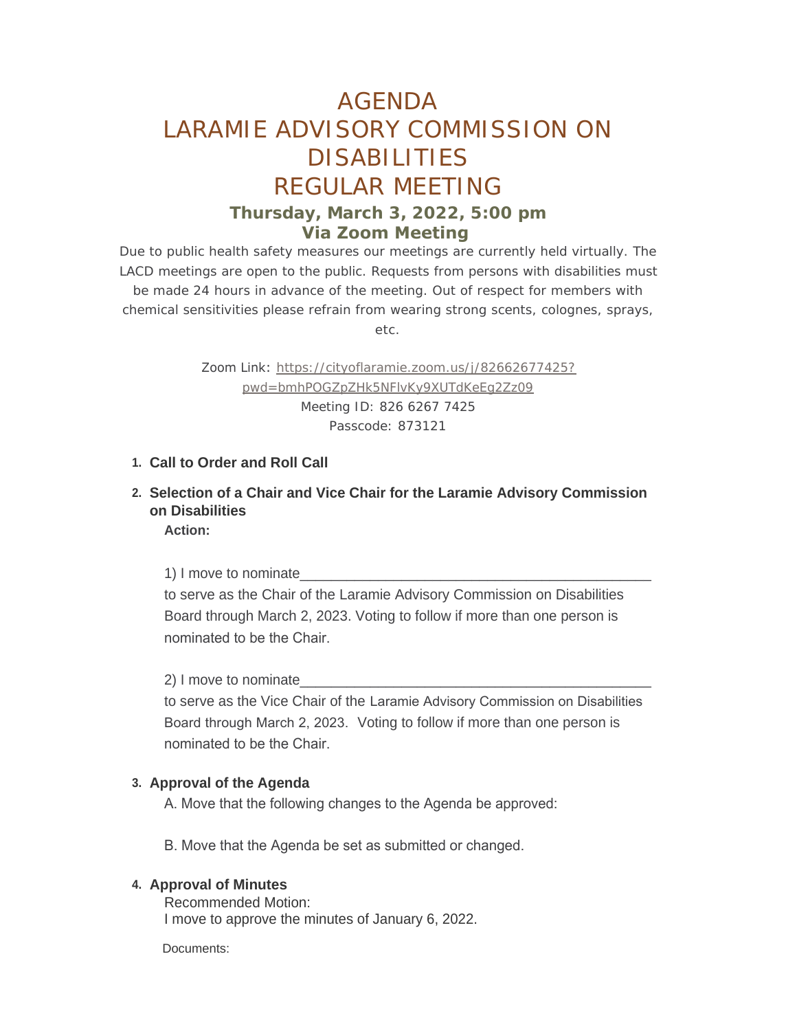# AGENDA
# LARAMIE ADVISORY COMMISSION ON DISABILITIES
# REGULAR MEETING

### Thursday, March 3, 2022, 5:00 pm
### Via Zoom Meeting

Due to public health safety measures our meetings are currently held virtually. The LACD meetings are open to the public. Requests from persons with disabilities must be made 24 hours in advance of the meeting. Out of respect for members with chemical sensitivities please refrain from wearing strong scents, colognes, sprays, etc.

Zoom Link: https://cityoflaramie.zoom.us/j/82662677425?pwd=bmhPOGZpZHk5NFlvKy9XUTdKeEg2Zz09
Meeting ID: 826 6267 7425
Passcode: 873121

1. **Call to Order and Roll Call**

2. **Selection of a Chair and Vice Chair for the Laramie Advisory Commission on Disabilities**

   **Action:**

   1) I move to nominate_____________________________________________ to serve as the Chair of the Laramie Advisory Commission on Disabilities Board through March 2, 2023. Voting to follow if more than one person is nominated to be the Chair.

   2) I move to nominate_____________________________________________ to serve as the Vice Chair of the Laramie Advisory Commission on Disabilities Board through March 2, 2023. Voting to follow if more than one person is nominated to be the Chair.

3. **Approval of the Agenda**

   A. Move that the following changes to the Agenda be approved:

   B. Move that the Agenda be set as submitted or changed.

4. **Approval of Minutes**

   Recommended Motion:
   I move to approve the minutes of January 6, 2022.

   Documents: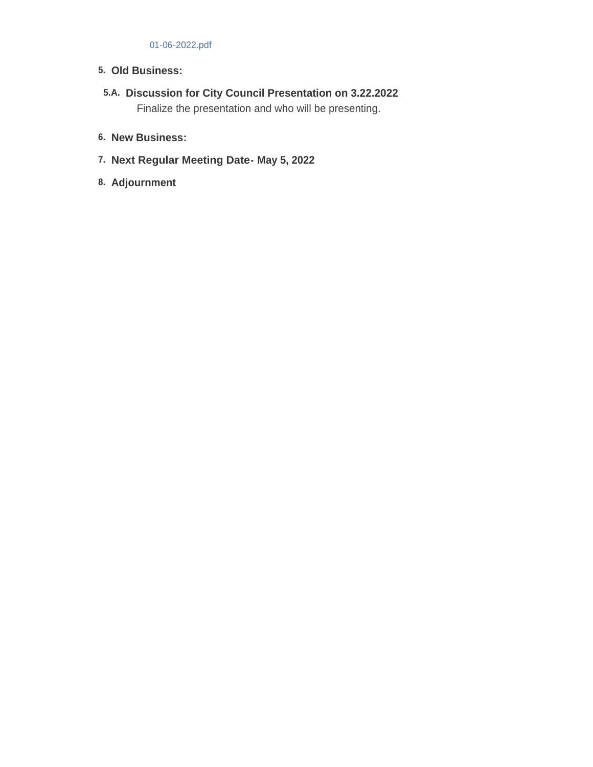01-06-2022.pdf

5. **Old Business:**

5.A. **Discussion for City Council Presentation on 3.22.2022**

Finalize the presentation and who will be presenting.

6. **New Business:**

7. **Next Regular Meeting Date- May 5, 2022**

8. **Adjournment**